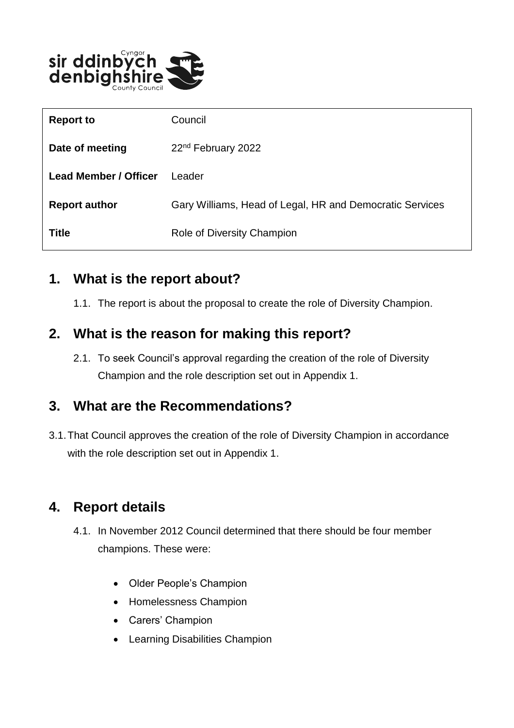| | |
|---|---|
| **Report to** | Council |
| **Date of meeting** | 22nd February 2022 |
| **Lead Member / Officer** | Leader |
| **Report author** | Gary Williams, Head of Legal, HR and Democratic Services |
| **Title** | Role of Diversity Champion |

## 1. What is the report about?

1.1. The report is about the proposal to create the role of Diversity Champion.

## 2. What is the reason for making this report?

2.1. To seek Council's approval regarding the creation of the role of Diversity Champion and the role description set out in Appendix 1.

## 3. What are the Recommendations?

3.1. That Council approves the creation of the role of Diversity Champion in accordance with the role description set out in Appendix 1.

## 4. Report details

4.1. In November 2012 Council determined that there should be four member champions. These were:

- Older People's Champion
- Homelessness Champion
- Carers' Champion
- Learning Disabilities Champion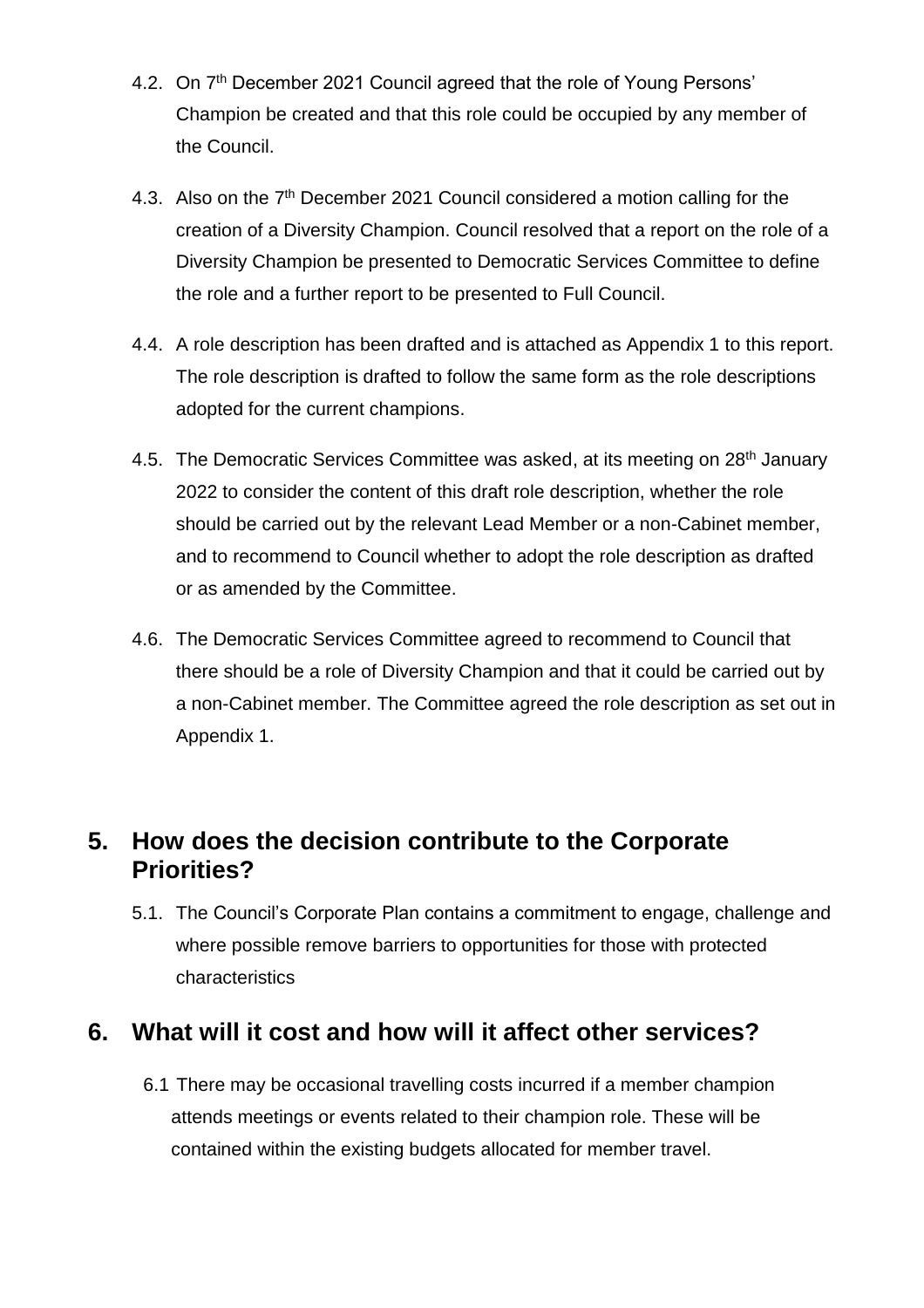4.2. On 7th December 2021 Council agreed that the role of Young Persons' Champion be created and that this role could be occupied by any member of the Council.

4.3. Also on the 7th December 2021 Council considered a motion calling for the creation of a Diversity Champion. Council resolved that a report on the role of a Diversity Champion be presented to Democratic Services Committee to define the role and a further report to be presented to Full Council.

4.4. A role description has been drafted and is attached as Appendix 1 to this report. The role description is drafted to follow the same form as the role descriptions adopted for the current champions.

4.5. The Democratic Services Committee was asked, at its meeting on 28th January 2022 to consider the content of this draft role description, whether the role should be carried out by the relevant Lead Member or a non-Cabinet member, and to recommend to Council whether to adopt the role description as drafted or as amended by the Committee.

4.6. The Democratic Services Committee agreed to recommend to Council that there should be a role of Diversity Champion and that it could be carried out by a non-Cabinet member. The Committee agreed the role description as set out in Appendix 1.

## 5. How does the decision contribute to the Corporate Priorities?

5.1. The Council's Corporate Plan contains a commitment to engage, challenge and where possible remove barriers to opportunities for those with protected characteristics

## 6. What will it cost and how will it affect other services?

6.1 There may be occasional travelling costs incurred if a member champion attends meetings or events related to their champion role. These will be contained within the existing budgets allocated for member travel.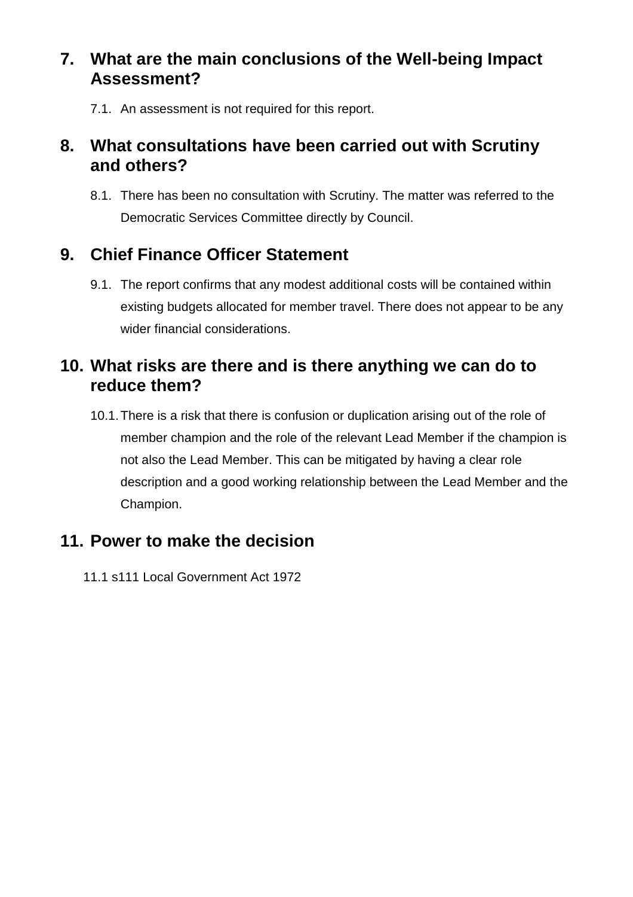## 7. What are the main conclusions of the Well-being Impact Assessment?

7.1. An assessment is not required for this report.

## 8. What consultations have been carried out with Scrutiny and others?

8.1. There has been no consultation with Scrutiny. The matter was referred to the Democratic Services Committee directly by Council.

## 9. Chief Finance Officer Statement

9.1. The report confirms that any modest additional costs will be contained within existing budgets allocated for member travel. There does not appear to be any wider financial considerations.

## 10. What risks are there and is there anything we can do to reduce them?

10.1. There is a risk that there is confusion or duplication arising out of the role of member champion and the role of the relevant Lead Member if the champion is not also the Lead Member. This can be mitigated by having a clear role description and a good working relationship between the Lead Member and the Champion.

## 11. Power to make the decision

11.1 s111 Local Government Act 1972